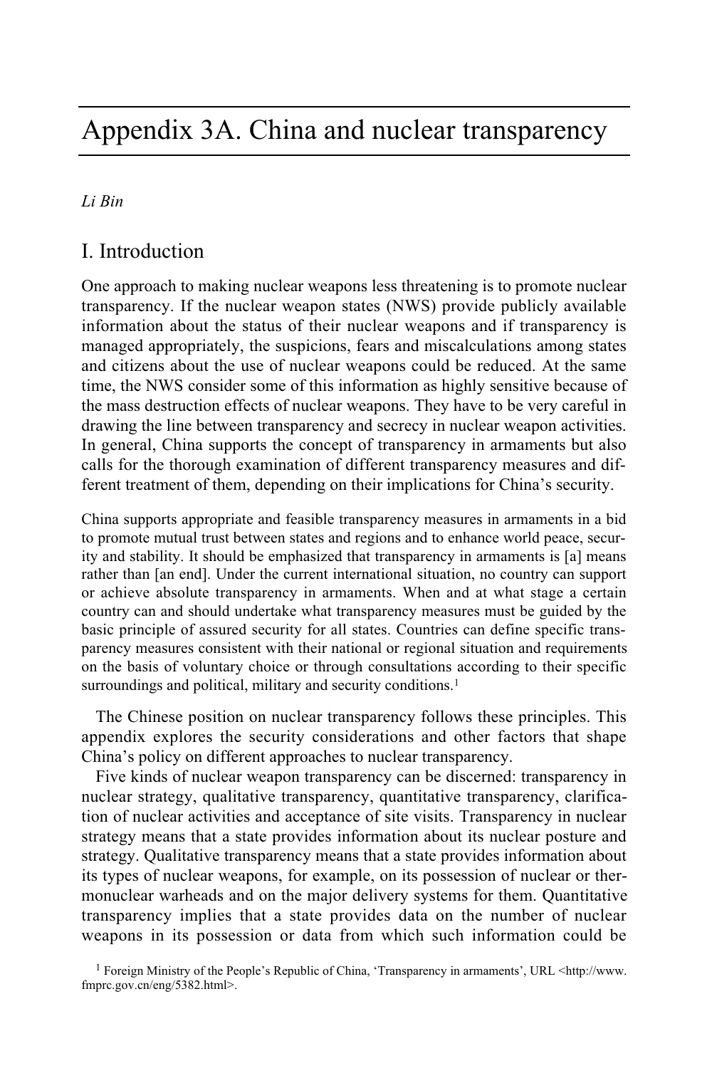# Appendix 3A. China and nuclear transparency

*Li Bin*

## I. Introduction

One approach to making nuclear weapons less threatening is to promote nuclear transparency. If the nuclear weapon states (NWS) provide publicly available information about the status of their nuclear weapons and if transparency is managed appropriately, the suspicions, fears and miscalculations among states and citizens about the use of nuclear weapons could be reduced. At the same time, the NWS consider some of this information as highly sensitive because of the mass destruction effects of nuclear weapons. They have to be very careful in drawing the line between transparency and secrecy in nuclear weapon activities. In general, China supports the concept of transparency in armaments but also calls for the thorough examination of different transparency measures and different treatment of them, depending on their implications for China's security.

> China supports appropriate and feasible transparency measures in armaments in a bid to promote mutual trust between states and regions and to enhance world peace, security and stability. It should be emphasized that transparency in armaments is [a] means rather than [an end]. Under the current international situation, no country can support or achieve absolute transparency in armaments. When and at what stage a certain country can and should undertake what transparency measures must be guided by the basic principle of assured security for all states. Countries can define specific transparency measures consistent with their national or regional situation and requirements on the basis of voluntary choice or through consultations according to their specific surroundings and political, military and security conditions.[1]

The Chinese position on nuclear transparency follows these principles. This appendix explores the security considerations and other factors that shape China's policy on different approaches to nuclear transparency.

Five kinds of nuclear weapon transparency can be discerned: transparency in nuclear strategy, qualitative transparency, quantitative transparency, clarification of nuclear activities and acceptance of site visits. Transparency in nuclear strategy means that a state provides information about its nuclear posture and strategy. Qualitative transparency means that a state provides information about its types of nuclear weapons, for example, on its possession of nuclear or thermonuclear warheads and on the major delivery systems for them. Quantitative transparency implies that a state provides data on the number of nuclear weapons in its possession or data from which such information could be

[1] Foreign Ministry of the People's Republic of China, 'Transparency in armaments', URL <http://www.fmprc.gov.cn/eng/5382.html>.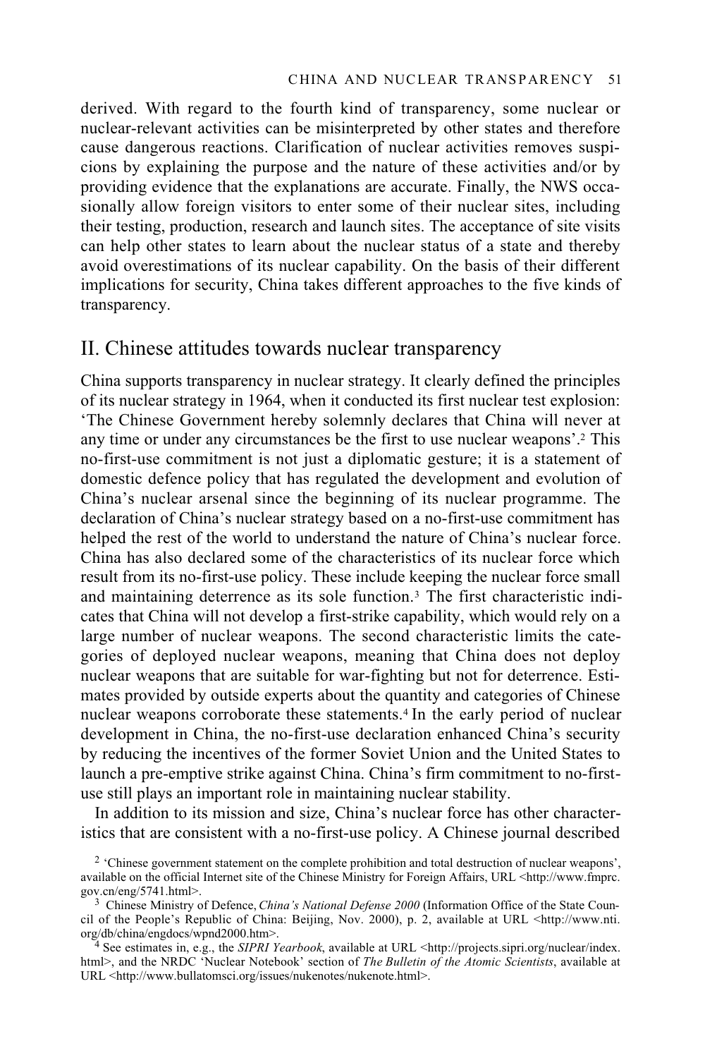derived. With regard to the fourth kind of transparency, some nuclear or nuclear-relevant activities can be misinterpreted by other states and therefore cause dangerous reactions. Clarification of nuclear activities removes suspicions by explaining the purpose and the nature of these activities and/or by providing evidence that the explanations are accurate. Finally, the NWS occasionally allow foreign visitors to enter some of their nuclear sites, including their testing, production, research and launch sites. The acceptance of site visits can help other states to learn about the nuclear status of a state and thereby avoid overestimations of its nuclear capability. On the basis of their different implications for security, China takes different approaches to the five kinds of transparency.

## II. Chinese attitudes towards nuclear transparency

China supports transparency in nuclear strategy. It clearly defined the principles of its nuclear strategy in 1964, when it conducted its first nuclear test explosion: 'The Chinese Government hereby solemnly declares that China will never at any time or under any circumstances be the first to use nuclear weapons'.[2] This no-first-use commitment is not just a diplomatic gesture; it is a statement of domestic defence policy that has regulated the development and evolution of China's nuclear arsenal since the beginning of its nuclear programme. The declaration of China's nuclear strategy based on a no-first-use commitment has helped the rest of the world to understand the nature of China's nuclear force. China has also declared some of the characteristics of its nuclear force which result from its no-first-use policy. These include keeping the nuclear force small and maintaining deterrence as its sole function.[3] The first characteristic indicates that China will not develop a first-strike capability, which would rely on a large number of nuclear weapons. The second characteristic limits the categories of deployed nuclear weapons, meaning that China does not deploy nuclear weapons that are suitable for war-fighting but not for deterrence. Estimates provided by outside experts about the quantity and categories of Chinese nuclear weapons corroborate these statements.[4] In the early period of nuclear development in China, the no-first-use declaration enhanced China's security by reducing the incentives of the former Soviet Union and the United States to launch a pre-emptive strike against China. China's firm commitment to no-first-use still plays an important role in maintaining nuclear stability.

In addition to its mission and size, China's nuclear force has other characteristics that are consistent with a no-first-use policy. A Chinese journal described

[2] 'Chinese government statement on the complete prohibition and total destruction of nuclear weapons', available on the official Internet site of the Chinese Ministry for Foreign Affairs, URL <http://www.fmprc.gov.cn/eng/5741.html>.

[3] Chinese Ministry of Defence, *China's National Defense 2000* (Information Office of the State Council of the People's Republic of China: Beijing, Nov. 2000), p. 2, available at URL <http://www.nti.org/db/china/engdocs/wpnd2000.htm>.

[4] See estimates in, e.g., the *SIPRI Yearbook*, available at URL <http://projects.sipri.org/nuclear/index.html>, and the NRDC 'Nuclear Notebook' section of *The Bulletin of the Atomic Scientists*, available at URL <http://www.bullatomsci.org/issues/nukenotes/nukenote.html>.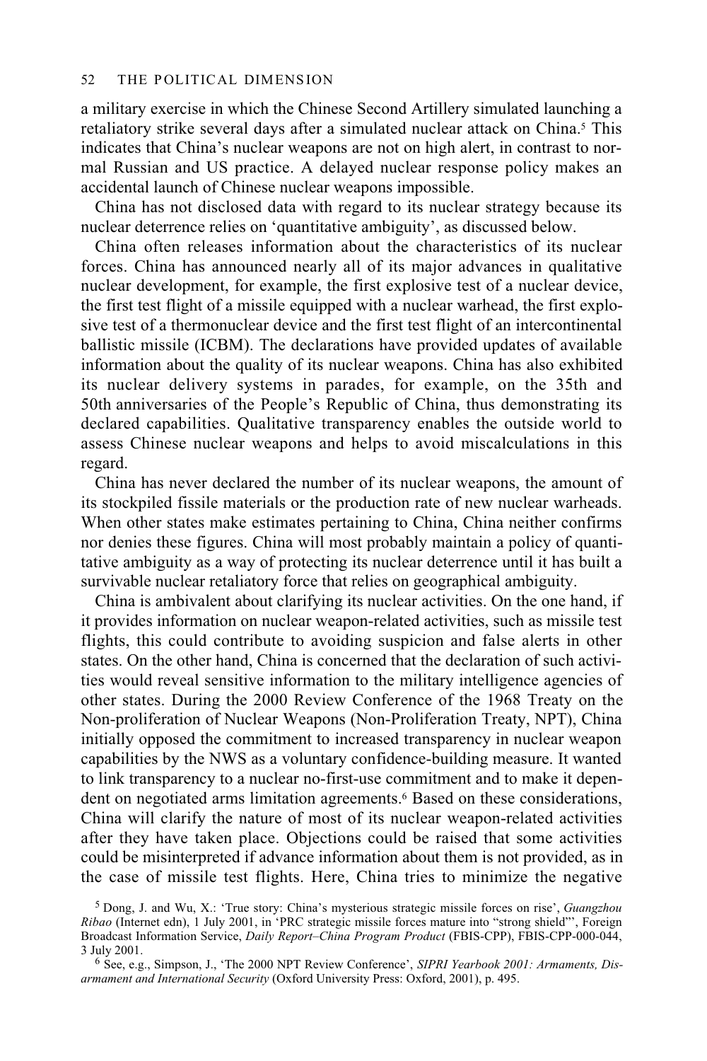a military exercise in which the Chinese Second Artillery simulated launching a retaliatory strike several days after a simulated nuclear attack on China.[5] This indicates that China's nuclear weapons are not on high alert, in contrast to normal Russian and US practice. A delayed nuclear response policy makes an accidental launch of Chinese nuclear weapons impossible.

China has not disclosed data with regard to its nuclear strategy because its nuclear deterrence relies on 'quantitative ambiguity', as discussed below.

China often releases information about the characteristics of its nuclear forces. China has announced nearly all of its major advances in qualitative nuclear development, for example, the first explosive test of a nuclear device, the first test flight of a missile equipped with a nuclear warhead, the first explosive test of a thermonuclear device and the first test flight of an intercontinental ballistic missile (ICBM). The declarations have provided updates of available information about the quality of its nuclear weapons. China has also exhibited its nuclear delivery systems in parades, for example, on the 35th and 50th anniversaries of the People's Republic of China, thus demonstrating its declared capabilities. Qualitative transparency enables the outside world to assess Chinese nuclear weapons and helps to avoid miscalculations in this regard.

China has never declared the number of its nuclear weapons, the amount of its stockpiled fissile materials or the production rate of new nuclear warheads. When other states make estimates pertaining to China, China neither confirms nor denies these figures. China will most probably maintain a policy of quantitative ambiguity as a way of protecting its nuclear deterrence until it has built a survivable nuclear retaliatory force that relies on geographical ambiguity.

China is ambivalent about clarifying its nuclear activities. On the one hand, if it provides information on nuclear weapon-related activities, such as missile test flights, this could contribute to avoiding suspicion and false alerts in other states. On the other hand, China is concerned that the declaration of such activities would reveal sensitive information to the military intelligence agencies of other states. During the 2000 Review Conference of the 1968 Treaty on the Non-proliferation of Nuclear Weapons (Non-Proliferation Treaty, NPT), China initially opposed the commitment to increased transparency in nuclear weapon capabilities by the NWS as a voluntary confidence-building measure. It wanted to link transparency to a nuclear no-first-use commitment and to make it dependent on negotiated arms limitation agreements.[6] Based on these considerations, China will clarify the nature of most of its nuclear weapon-related activities after they have taken place. Objections could be raised that some activities could be misinterpreted if advance information about them is not provided, as in the case of missile test flights. Here, China tries to minimize the negative

[5] Dong, J. and Wu, X.: 'True story: China's mysterious strategic missile forces on rise', *Guangzhou Ribao* (Internet edn), 1 July 2001, in 'PRC strategic missile forces mature into "strong shield"', Foreign Broadcast Information Service, *Daily Report–China Program Product* (FBIS-CPP), FBIS-CPP-000-044, 3 July 2001.

[6] See, e.g., Simpson, J., 'The 2000 NPT Review Conference', *SIPRI Yearbook 2001: Armaments, Disarmament and International Security* (Oxford University Press: Oxford, 2001), p. 495.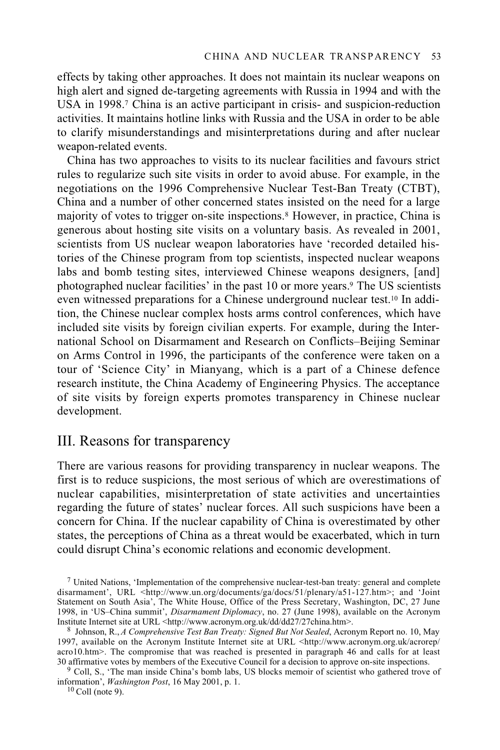effects by taking other approaches. It does not maintain its nuclear weapons on high alert and signed de-targeting agreements with Russia in 1994 and with the USA in 1998.[7] China is an active participant in crisis- and suspicion-reduction activities. It maintains hotline links with Russia and the USA in order to be able to clarify misunderstandings and misinterpretations during and after nuclear weapon-related events.

China has two approaches to visits to its nuclear facilities and favours strict rules to regularize such site visits in order to avoid abuse. For example, in the negotiations on the 1996 Comprehensive Nuclear Test-Ban Treaty (CTBT), China and a number of other concerned states insisted on the need for a large majority of votes to trigger on-site inspections.[8] However, in practice, China is generous about hosting site visits on a voluntary basis. As revealed in 2001, scientists from US nuclear weapon laboratories have 'recorded detailed histories of the Chinese program from top scientists, inspected nuclear weapons labs and bomb testing sites, interviewed Chinese weapons designers, [and] photographed nuclear facilities' in the past 10 or more years.[9] The US scientists even witnessed preparations for a Chinese underground nuclear test.[10] In addition, the Chinese nuclear complex hosts arms control conferences, which have included site visits by foreign civilian experts. For example, during the International School on Disarmament and Research on Conflicts–Beijing Seminar on Arms Control in 1996, the participants of the conference were taken on a tour of 'Science City' in Mianyang, which is a part of a Chinese defence research institute, the China Academy of Engineering Physics. The acceptance of site visits by foreign experts promotes transparency in Chinese nuclear development.

## III. Reasons for transparency

There are various reasons for providing transparency in nuclear weapons. The first is to reduce suspicions, the most serious of which are overestimations of nuclear capabilities, misinterpretation of state activities and uncertainties regarding the future of states' nuclear forces. All such suspicions have been a concern for China. If the nuclear capability of China is overestimated by other states, the perceptions of China as a threat would be exacerbated, which in turn could disrupt China's economic relations and economic development.

[7] United Nations, 'Implementation of the comprehensive nuclear-test-ban treaty: general and complete disarmament', URL <http://www.un.org/documents/ga/docs/51/plenary/a51-127.htm>; and 'Joint Statement on South Asia', The White House, Office of the Press Secretary, Washington, DC, 27 June 1998, in 'US–China summit', *Disarmament Diplomacy*, no. 27 (June 1998), available on the Acronym Institute Internet site at URL <http://www.acronym.org.uk/dd/dd27/27china.htm>.

[8] Johnson, R., *A Comprehensive Test Ban Treaty: Signed But Not Sealed*, Acronym Report no. 10, May 1997, available on the Acronym Institute Internet site at URL <http://www.acronym.org.uk/acrorep/acro10.htm>. The compromise that was reached is presented in paragraph 46 and calls for at least 30 affirmative votes by members of the Executive Council for a decision to approve on-site inspections.

[9] Coll, S., 'The man inside China's bomb labs, US blocks memoir of scientist who gathered trove of information', *Washington Post*, 16 May 2001, p. 1.

[10] Coll (note 9).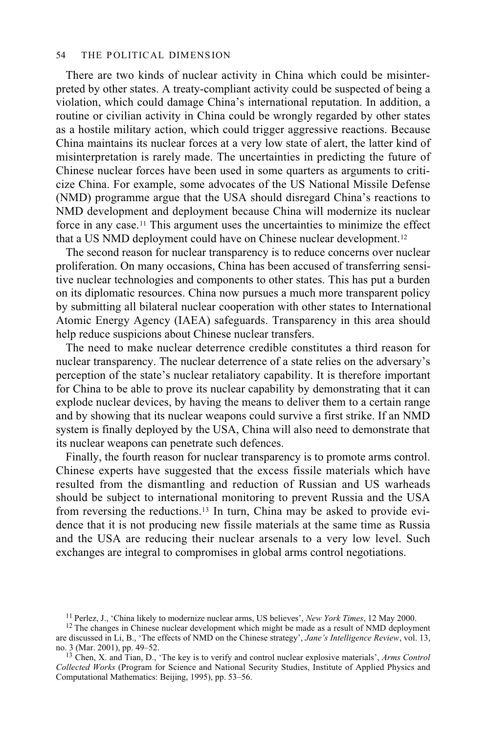There are two kinds of nuclear activity in China which could be misinterpreted by other states. A treaty-compliant activity could be suspected of being a violation, which could damage China's international reputation. In addition, a routine or civilian activity in China could be wrongly regarded by other states as a hostile military action, which could trigger aggressive reactions. Because China maintains its nuclear forces at a very low state of alert, the latter kind of misinterpretation is rarely made. The uncertainties in predicting the future of Chinese nuclear forces have been used in some quarters as arguments to criticize China. For example, some advocates of the US National Missile Defense (NMD) programme argue that the USA should disregard China's reactions to NMD development and deployment because China will modernize its nuclear force in any case.[11] This argument uses the uncertainties to minimize the effect that a US NMD deployment could have on Chinese nuclear development.[12]

The second reason for nuclear transparency is to reduce concerns over nuclear proliferation. On many occasions, China has been accused of transferring sensitive nuclear technologies and components to other states. This has put a burden on its diplomatic resources. China now pursues a much more transparent policy by submitting all bilateral nuclear cooperation with other states to International Atomic Energy Agency (IAEA) safeguards. Transparency in this area should help reduce suspicions about Chinese nuclear transfers.

The need to make nuclear deterrence credible constitutes a third reason for nuclear transparency. The nuclear deterrence of a state relies on the adversary's perception of the state's nuclear retaliatory capability. It is therefore important for China to be able to prove its nuclear capability by demonstrating that it can explode nuclear devices, by having the means to deliver them to a certain range and by showing that its nuclear weapons could survive a first strike. If an NMD system is finally deployed by the USA, China will also need to demonstrate that its nuclear weapons can penetrate such defences.

Finally, the fourth reason for nuclear transparency is to promote arms control. Chinese experts have suggested that the excess fissile materials which have resulted from the dismantling and reduction of Russian and US warheads should be subject to international monitoring to prevent Russia and the USA from reversing the reductions.[13] In turn, China may be asked to provide evidence that it is not producing new fissile materials at the same time as Russia and the USA are reducing their nuclear arsenals to a very low level. Such exchanges are integral to compromises in global arms control negotiations.

[11] Perlez, J., 'China likely to modernize nuclear arms, US believes', *New York Times*, 12 May 2000.

[12] The changes in Chinese nuclear development which might be made as a result of NMD deployment are discussed in Li, B., 'The effects of NMD on the Chinese strategy', *Jane's Intelligence Review*, vol. 13, no. 3 (Mar. 2001), pp. 49–52.

[13] Chen, X. and Tian, D., 'The key is to verify and control nuclear explosive materials', *Arms Control Collected Works* (Program for Science and National Security Studies, Institute of Applied Physics and Computational Mathematics: Beijing, 1995), pp. 53–56.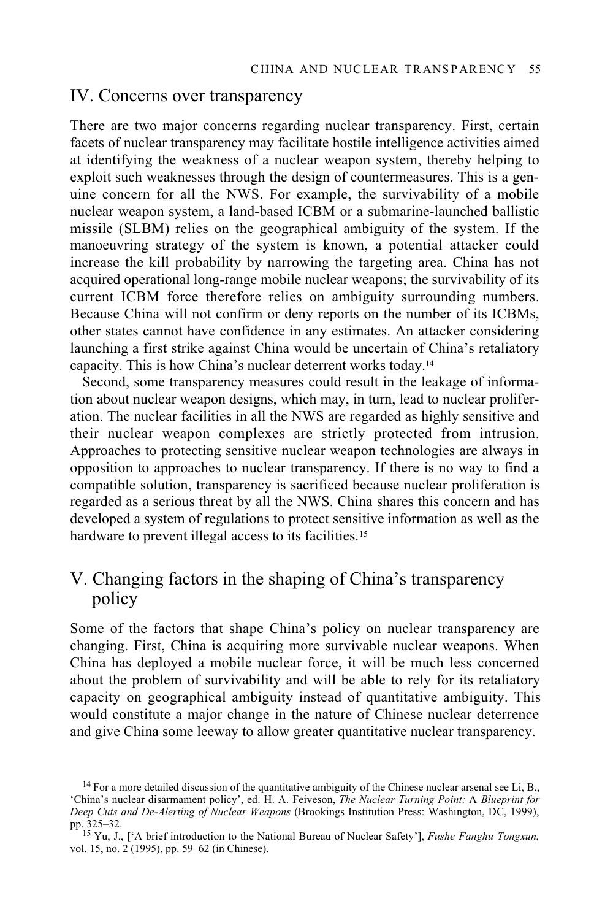## IV. Concerns over transparency

There are two major concerns regarding nuclear transparency. First, certain facets of nuclear transparency may facilitate hostile intelligence activities aimed at identifying the weakness of a nuclear weapon system, thereby helping to exploit such weaknesses through the design of countermeasures. This is a genuine concern for all the NWS. For example, the survivability of a mobile nuclear weapon system, a land-based ICBM or a submarine-launched ballistic missile (SLBM) relies on the geographical ambiguity of the system. If the manoeuvring strategy of the system is known, a potential attacker could increase the kill probability by narrowing the targeting area. China has not acquired operational long-range mobile nuclear weapons; the survivability of its current ICBM force therefore relies on ambiguity surrounding numbers. Because China will not confirm or deny reports on the number of its ICBMs, other states cannot have confidence in any estimates. An attacker considering launching a first strike against China would be uncertain of China's retaliatory capacity. This is how China's nuclear deterrent works today.[14]

Second, some transparency measures could result in the leakage of information about nuclear weapon designs, which may, in turn, lead to nuclear proliferation. The nuclear facilities in all the NWS are regarded as highly sensitive and their nuclear weapon complexes are strictly protected from intrusion. Approaches to protecting sensitive nuclear weapon technologies are always in opposition to approaches to nuclear transparency. If there is no way to find a compatible solution, transparency is sacrificed because nuclear proliferation is regarded as a serious threat by all the NWS. China shares this concern and has developed a system of regulations to protect sensitive information as well as the hardware to prevent illegal access to its facilities.[15]

## V. Changing factors in the shaping of China's transparency policy

Some of the factors that shape China's policy on nuclear transparency are changing. First, China is acquiring more survivable nuclear weapons. When China has deployed a mobile nuclear force, it will be much less concerned about the problem of survivability and will be able to rely for its retaliatory capacity on geographical ambiguity instead of quantitative ambiguity. This would constitute a major change in the nature of Chinese nuclear deterrence and give China some leeway to allow greater quantitative nuclear transparency.

---

[14] For a more detailed discussion of the quantitative ambiguity of the Chinese nuclear arsenal see Li, B., 'China's nuclear disarmament policy', ed. H. A. Feiveson, *The Nuclear Turning Point:* A *Blueprint for Deep Cuts and De-Alerting of Nuclear Weapons* (Brookings Institution Press: Washington, DC, 1999), pp. 325–32.

[15] Yu, J., ['A brief introduction to the National Bureau of Nuclear Safety'], *Fushe Fanghu Tongxun*, vol. 15, no. 2 (1995), pp. 59–62 (in Chinese).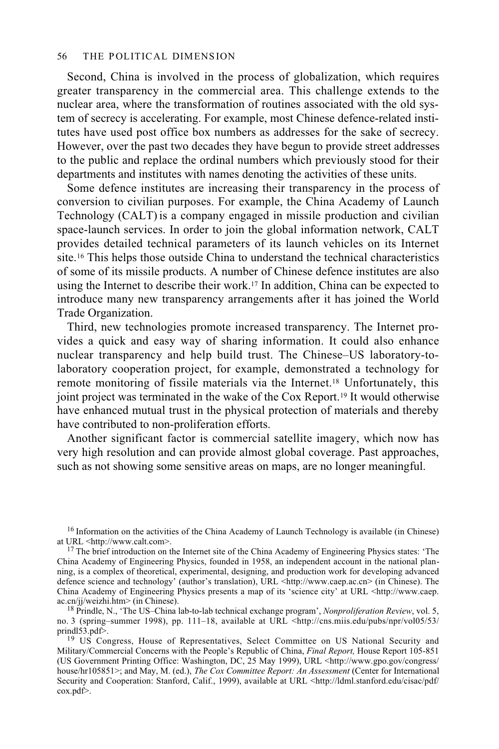Second, China is involved in the process of globalization, which requires greater transparency in the commercial area. This challenge extends to the nuclear area, where the transformation of routines associated with the old system of secrecy is accelerating. For example, most Chinese defence-related institutes have used post office box numbers as addresses for the sake of secrecy. However, over the past two decades they have begun to provide street addresses to the public and replace the ordinal numbers which previously stood for their departments and institutes with names denoting the activities of these units.

Some defence institutes are increasing their transparency in the process of conversion to civilian purposes. For example, the China Academy of Launch Technology (CALT) is a company engaged in missile production and civilian space-launch services. In order to join the global information network, CALT provides detailed technical parameters of its launch vehicles on its Internet site.[16] This helps those outside China to understand the technical characteristics of some of its missile products. A number of Chinese defence institutes are also using the Internet to describe their work.[17] In addition, China can be expected to introduce many new transparency arrangements after it has joined the World Trade Organization.

Third, new technologies promote increased transparency. The Internet provides a quick and easy way of sharing information. It could also enhance nuclear transparency and help build trust. The Chinese–US laboratory-to-laboratory cooperation project, for example, demonstrated a technology for remote monitoring of fissile materials via the Internet.[18] Unfortunately, this joint project was terminated in the wake of the Cox Report.[19] It would otherwise have enhanced mutual trust in the physical protection of materials and thereby have contributed to non-proliferation efforts.

Another significant factor is commercial satellite imagery, which now has very high resolution and can provide almost global coverage. Past approaches, such as not showing some sensitive areas on maps, are no longer meaningful.

[16] Information on the activities of the China Academy of Launch Technology is available (in Chinese) at URL <http://www.calt.com>.

[17] The brief introduction on the Internet site of the China Academy of Engineering Physics states: 'The China Academy of Engineering Physics, founded in 1958, an independent account in the national planning, is a complex of theoretical, experimental, designing, and production work for developing advanced defence science and technology' (author's translation), URL <http://www.caep.ac.cn> (in Chinese). The China Academy of Engineering Physics presents a map of its 'science city' at URL <http://www.caep.ac.cn/jj/weizhi.htm> (in Chinese).

[18] Prindle, N., 'The US–China lab-to-lab technical exchange program', *Nonproliferation Review*, vol. 5, no. 3 (spring–summer 1998), pp. 111–18, available at URL <http://cns.miis.edu/pubs/npr/vol05/53/prindl53.pdf>.

[19] US Congress, House of Representatives, Select Committee on US National Security and Military/Commercial Concerns with the People's Republic of China, *Final Report,* House Report 105-851 (US Government Printing Office: Washington, DC, 25 May 1999), URL <http://www.gpo.gov/congress/house/hr105851>; and May, M. (ed.), *The Cox Committee Report: An Assessment* (Center for International Security and Cooperation: Stanford, Calif., 1999), available at URL <http://ldml.stanford.edu/cisac/pdf/cox.pdf>.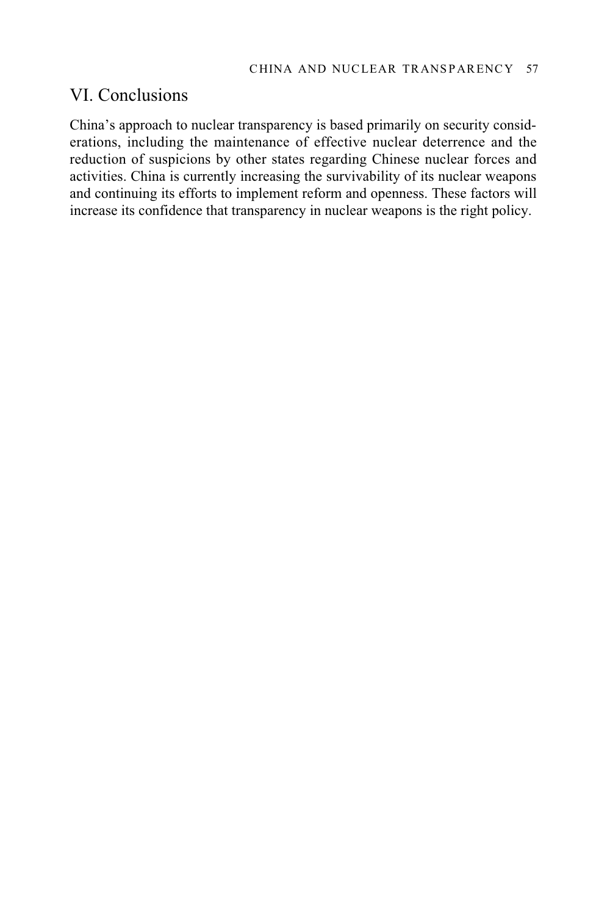## VI. Conclusions

China's approach to nuclear transparency is based primarily on security considerations, including the maintenance of effective nuclear deterrence and the reduction of suspicions by other states regarding Chinese nuclear forces and activities. China is currently increasing the survivability of its nuclear weapons and continuing its efforts to implement reform and openness. These factors will increase its confidence that transparency in nuclear weapons is the right policy.